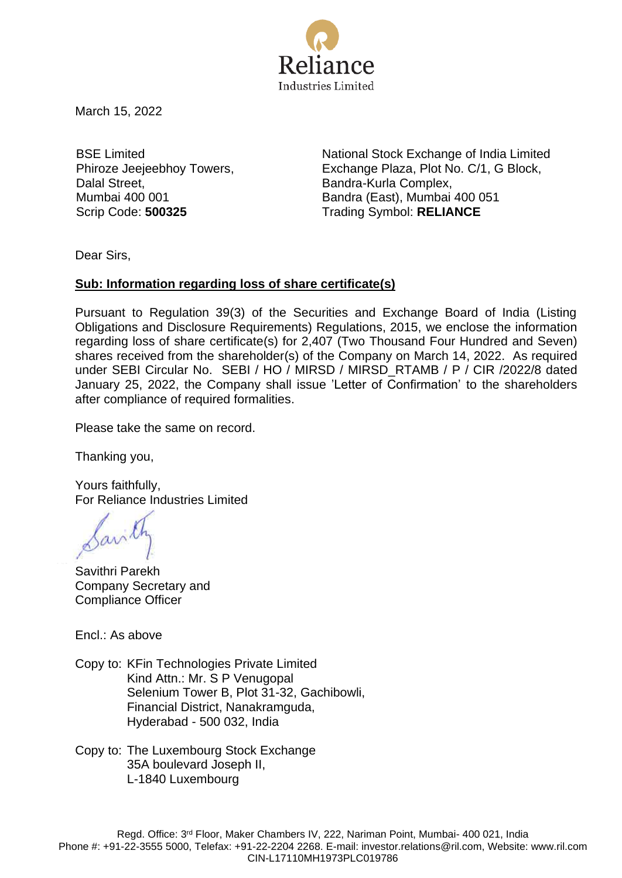Reliance
Industries Limited

March 15, 2022

BSE Limited
Phiroze Jeejeebhoy Towers,
Dalal Street,
Mumbai 400 001
Scrip Code: **500325**

National Stock Exchange of India Limited
Exchange Plaza, Plot No. C/1, G Block,
Bandra-Kurla Complex,
Bandra (East), Mumbai 400 051
Trading Symbol: **RELIANCE**

Dear Sirs,

**Sub: Information regarding loss of share certificate(s)**

Pursuant to Regulation 39(3) of the Securities and Exchange Board of India (Listing Obligations and Disclosure Requirements) Regulations, 2015, we enclose the information regarding loss of share certificate(s) for 2,407 (Two Thousand Four Hundred and Seven) shares received from the shareholder(s) of the Company on March 14, 2022. As required under SEBI Circular No. SEBI / HO / MIRSD / MIRSD_RTAMB / P / CIR /2022/8 dated January 25, 2022, the Company shall issue 'Letter of Confirmation' to the shareholders after compliance of required formalities.

Please take the same on record.

Thanking you,

Yours faithfully,
For Reliance Industries Limited

Savithri Parekh
Company Secretary and
Compliance Officer

Encl.: As above

Copy to: KFin Technologies Private Limited
Kind Attn.: Mr. S P Venugopal
Selenium Tower B, Plot 31-32, Gachibowli,
Financial District, Nanakramguda,
Hyderabad - 500 032, India

Copy to: The Luxembourg Stock Exchange
35A boulevard Joseph II,
L-1840 Luxembourg

Regd. Office: 3rd Floor, Maker Chambers IV, 222, Nariman Point, Mumbai- 400 021, India
Phone #: +91-22-3555 5000, Telefax: +91-22-2204 2268. E-mail: investor.relations@ril.com, Website: www.ril.com
CIN-L17110MH1973PLC019786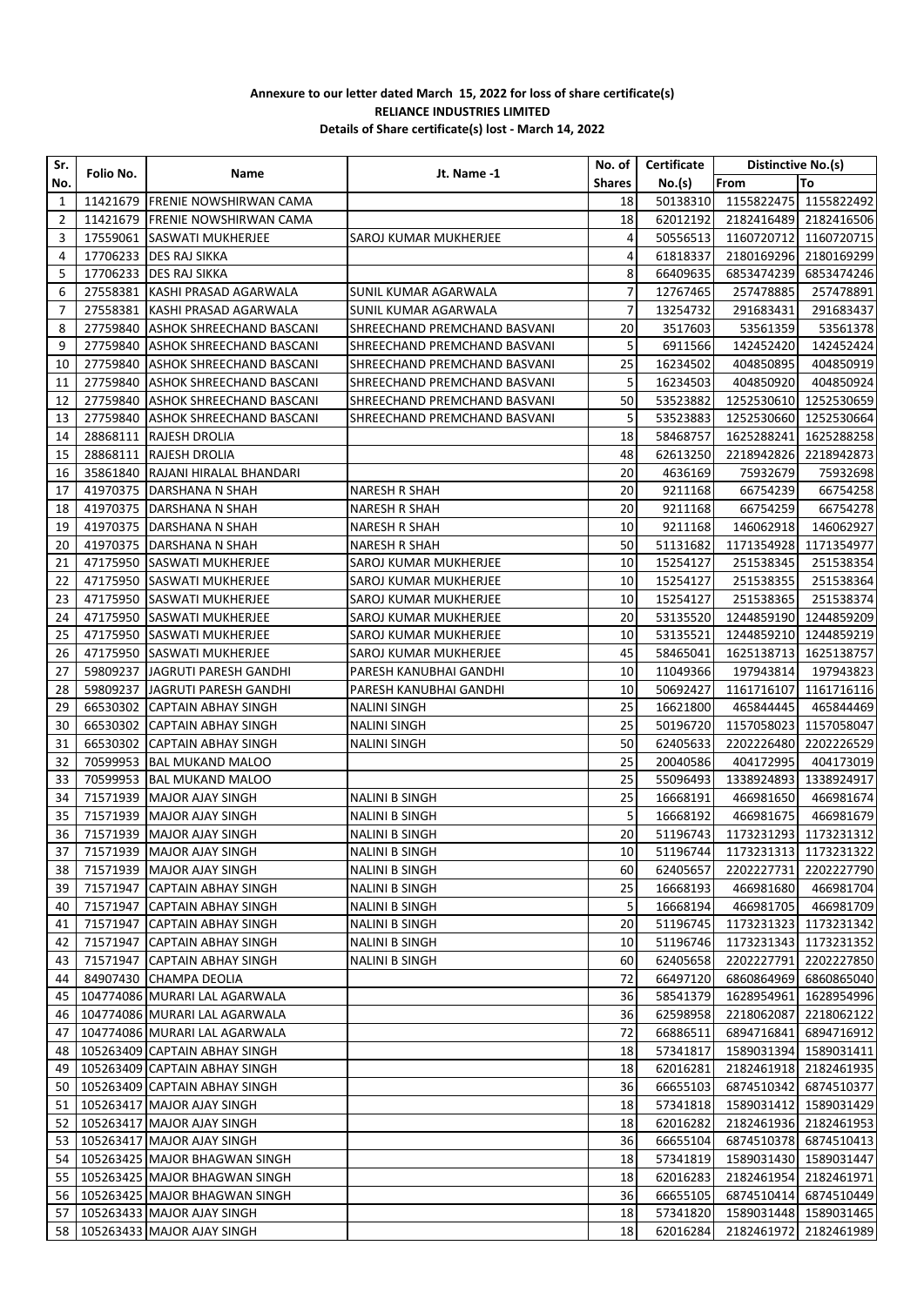**Annexure to our letter dated March 15, 2022 for loss of share certificate(s)**
**RELIANCE INDUSTRIES LIMITED**
**Details of Share certificate(s) lost - March 14, 2022**

| Sr. No. | Folio No. | Name | Jt. Name -1 | No. of Shares | Certificate No.(s) | Distinctive No.(s) | |
|---|---|---|---|---|---|---|---|
| | | | | | | From | To |
| 1 | 11421679 | FRENIE NOWSHIRWAN CAMA | | 18 | 50138310 | 1155822475 | 1155822492 |
| 2 | 11421679 | FRENIE NOWSHIRWAN CAMA | | 18 | 62012192 | 2182416489 | 2182416506 |
| 3 | 17559061 | SASWATI MUKHERJEE | SAROJ KUMAR MUKHERJEE | 4 | 50556513 | 1160720712 | 1160720715 |
| 4 | 17706233 | DES RAJ SIKKA | | 4 | 61818337 | 2180169296 | 2180169299 |
| 5 | 17706233 | DES RAJ SIKKA | | 8 | 66409635 | 6853474239 | 6853474246 |
| 6 | 27558381 | KASHI PRASAD AGARWALA | SUNIL KUMAR AGARWALA | 7 | 12767465 | 257478885 | 257478891 |
| 7 | 27558381 | KASHI PRASAD AGARWALA | SUNIL KUMAR AGARWALA | 7 | 13254732 | 291683431 | 291683437 |
| 8 | 27759840 | ASHOK SHREECHAND BASCANI | SHREECHAND PREMCHAND BASVANI | 20 | 3517603 | 53561359 | 53561378 |
| 9 | 27759840 | ASHOK SHREECHAND BASCANI | SHREECHAND PREMCHAND BASVANI | 5 | 6911566 | 142452420 | 142452424 |
| 10 | 27759840 | ASHOK SHREECHAND BASCANI | SHREECHAND PREMCHAND BASVANI | 25 | 16234502 | 404850895 | 404850919 |
| 11 | 27759840 | ASHOK SHREECHAND BASCANI | SHREECHAND PREMCHAND BASVANI | 5 | 16234503 | 404850920 | 404850924 |
| 12 | 27759840 | ASHOK SHREECHAND BASCANI | SHREECHAND PREMCHAND BASVANI | 50 | 53523882 | 1252530610 | 1252530659 |
| 13 | 27759840 | ASHOK SHREECHAND BASCANI | SHREECHAND PREMCHAND BASVANI | 5 | 53523883 | 1252530660 | 1252530664 |
| 14 | 28868111 | RAJESH DROLIA | | 18 | 58468757 | 1625288241 | 1625288258 |
| 15 | 28868111 | RAJESH DROLIA | | 48 | 62613250 | 2218942826 | 2218942873 |
| 16 | 35861840 | RAJANI HIRALAL BHANDARI | | 20 | 4636169 | 75932679 | 75932698 |
| 17 | 41970375 | DARSHANA N SHAH | NARESH R SHAH | 20 | 9211168 | 66754239 | 66754258 |
| 18 | 41970375 | DARSHANA N SHAH | NARESH R SHAH | 20 | 9211168 | 66754259 | 66754278 |
| 19 | 41970375 | DARSHANA N SHAH | NARESH R SHAH | 10 | 9211168 | 146062918 | 146062927 |
| 20 | 41970375 | DARSHANA N SHAH | NARESH R SHAH | 50 | 51131682 | 1171354928 | 1171354977 |
| 21 | 47175950 | SASWATI MUKHERJEE | SAROJ KUMAR MUKHERJEE | 10 | 15254127 | 251538345 | 251538354 |
| 22 | 47175950 | SASWATI MUKHERJEE | SAROJ KUMAR MUKHERJEE | 10 | 15254127 | 251538355 | 251538364 |
| 23 | 47175950 | SASWATI MUKHERJEE | SAROJ KUMAR MUKHERJEE | 10 | 15254127 | 251538365 | 251538374 |
| 24 | 47175950 | SASWATI MUKHERJEE | SAROJ KUMAR MUKHERJEE | 20 | 53135520 | 1244859190 | 1244859209 |
| 25 | 47175950 | SASWATI MUKHERJEE | SAROJ KUMAR MUKHERJEE | 10 | 53135521 | 1244859210 | 1244859219 |
| 26 | 47175950 | SASWATI MUKHERJEE | SAROJ KUMAR MUKHERJEE | 45 | 58465041 | 1625138713 | 1625138757 |
| 27 | 59809237 | JAGRUTI PARESH GANDHI | PARESH KANUBHAI GANDHI | 10 | 11049366 | 197943814 | 197943823 |
| 28 | 59809237 | JAGRUTI PARESH GANDHI | PARESH KANUBHAI GANDHI | 10 | 50692427 | 1161716107 | 1161716116 |
| 29 | 66530302 | CAPTAIN ABHAY SINGH | NALINI SINGH | 25 | 16621800 | 465844445 | 465844469 |
| 30 | 66530302 | CAPTAIN ABHAY SINGH | NALINI SINGH | 25 | 50196720 | 1157058023 | 1157058047 |
| 31 | 66530302 | CAPTAIN ABHAY SINGH | NALINI SINGH | 50 | 62405633 | 2202226480 | 2202226529 |
| 32 | 70599953 | BAL MUKAND MALOO | | 25 | 20040586 | 404172995 | 404173019 |
| 33 | 70599953 | BAL MUKAND MALOO | | 25 | 55096493 | 1338924893 | 1338924917 |
| 34 | 71571939 | MAJOR AJAY SINGH | NALINI B SINGH | 25 | 16668191 | 466981650 | 466981674 |
| 35 | 71571939 | MAJOR AJAY SINGH | NALINI B SINGH | 5 | 16668192 | 466981675 | 466981679 |
| 36 | 71571939 | MAJOR AJAY SINGH | NALINI B SINGH | 20 | 51196743 | 1173231293 | 1173231312 |
| 37 | 71571939 | MAJOR AJAY SINGH | NALINI B SINGH | 10 | 51196744 | 1173231313 | 1173231322 |
| 38 | 71571939 | MAJOR AJAY SINGH | NALINI B SINGH | 60 | 62405657 | 2202227731 | 2202227790 |
| 39 | 71571947 | CAPTAIN ABHAY SINGH | NALINI B SINGH | 25 | 16668193 | 466981680 | 466981704 |
| 40 | 71571947 | CAPTAIN ABHAY SINGH | NALINI B SINGH | 5 | 16668194 | 466981705 | 466981709 |
| 41 | 71571947 | CAPTAIN ABHAY SINGH | NALINI B SINGH | 20 | 51196745 | 1173231323 | 1173231342 |
| 42 | 71571947 | CAPTAIN ABHAY SINGH | NALINI B SINGH | 10 | 51196746 | 1173231343 | 1173231352 |
| 43 | 71571947 | CAPTAIN ABHAY SINGH | NALINI B SINGH | 60 | 62405658 | 2202227791 | 2202227850 |
| 44 | 84907430 | CHAMPA DEOLIA | | 72 | 66497120 | 6860864969 | 6860865040 |
| 45 | 104774086 | MURARI LAL AGARWALA | | 36 | 58541379 | 1628954961 | 1628954996 |
| 46 | 104774086 | MURARI LAL AGARWALA | | 36 | 62598958 | 2218062087 | 2218062122 |
| 47 | 104774086 | MURARI LAL AGARWALA | | 72 | 66886511 | 6894716841 | 6894716912 |
| 48 | 105263409 | CAPTAIN ABHAY SINGH | | 18 | 57341817 | 1589031394 | 1589031411 |
| 49 | 105263409 | CAPTAIN ABHAY SINGH | | 18 | 62016281 | 2182461918 | 2182461935 |
| 50 | 105263409 | CAPTAIN ABHAY SINGH | | 36 | 66655103 | 6874510342 | 6874510377 |
| 51 | 105263417 | MAJOR AJAY SINGH | | 18 | 57341818 | 1589031412 | 1589031429 |
| 52 | 105263417 | MAJOR AJAY SINGH | | 18 | 62016282 | 2182461936 | 2182461953 |
| 53 | 105263417 | MAJOR AJAY SINGH | | 36 | 66655104 | 6874510378 | 6874510413 |
| 54 | 105263425 | MAJOR BHAGWAN SINGH | | 18 | 57341819 | 1589031430 | 1589031447 |
| 55 | 105263425 | MAJOR BHAGWAN SINGH | | 18 | 62016283 | 2182461954 | 2182461971 |
| 56 | 105263425 | MAJOR BHAGWAN SINGH | | 36 | 66655105 | 6874510414 | 6874510449 |
| 57 | 105263433 | MAJOR AJAY SINGH | | 18 | 57341820 | 1589031448 | 1589031465 |
| 58 | 105263433 | MAJOR AJAY SINGH | | 18 | 62016284 | 2182461972 | 2182461989 |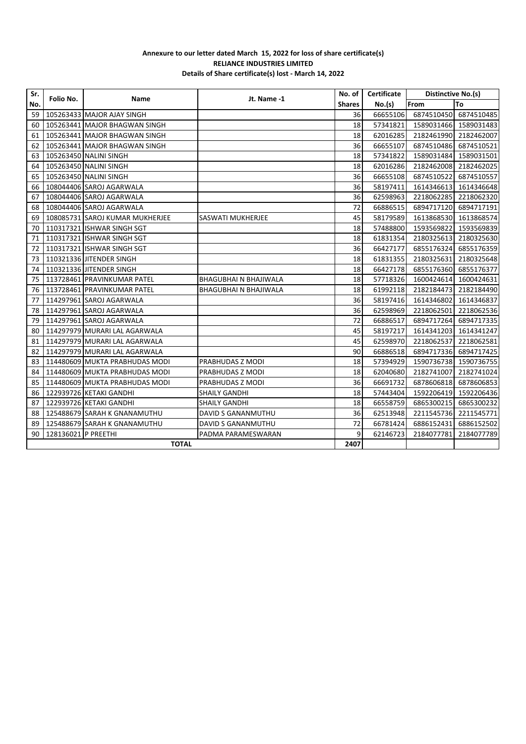**Annexure to our letter dated March 15, 2022 for loss of share certificate(s)**
**RELIANCE INDUSTRIES LIMITED**
**Details of Share certificate(s) lost - March 14, 2022**

| Sr. No. | Folio No. | Name | Jt. Name -1 | No. of Shares | Certificate No.(s) | Distinctive No.(s) From | Distinctive No.(s) To |
|---|---|---|---|---|---|---|---|
| 59 | 105263433 | MAJOR AJAY SINGH | | 36 | 66655106 | 6874510450 | 6874510485 |
| 60 | 105263441 | MAJOR BHAGWAN SINGH | | 18 | 57341821 | 1589031466 | 1589031483 |
| 61 | 105263441 | MAJOR BHAGWAN SINGH | | 18 | 62016285 | 2182461990 | 2182462007 |
| 62 | 105263441 | MAJOR BHAGWAN SINGH | | 36 | 66655107 | 6874510486 | 6874510521 |
| 63 | 105263450 | NALINI SINGH | | 18 | 57341822 | 1589031484 | 1589031501 |
| 64 | 105263450 | NALINI SINGH | | 18 | 62016286 | 2182462008 | 2182462025 |
| 65 | 105263450 | NALINI SINGH | | 36 | 66655108 | 6874510522 | 6874510557 |
| 66 | 108044406 | SAROJ AGARWALA | | 36 | 58197411 | 1614346613 | 1614346648 |
| 67 | 108044406 | SAROJ AGARWALA | | 36 | 62598963 | 2218062285 | 2218062320 |
| 68 | 108044406 | SAROJ AGARWALA | | 72 | 66886515 | 6894717120 | 6894717191 |
| 69 | 108085731 | SAROJ KUMAR MUKHERJEE | SASWATI MUKHERJEE | 45 | 58179589 | 1613868530 | 1613868574 |
| 70 | 110317321 | ISHWAR SINGH SGT | | 18 | 57488800 | 1593569822 | 1593569839 |
| 71 | 110317321 | ISHWAR SINGH SGT | | 18 | 61831354 | 2180325613 | 2180325630 |
| 72 | 110317321 | ISHWAR SINGH SGT | | 36 | 66427177 | 6855176324 | 6855176359 |
| 73 | 110321336 | JITENDER SINGH | | 18 | 61831355 | 2180325631 | 2180325648 |
| 74 | 110321336 | JITENDER SINGH | | 18 | 66427178 | 6855176360 | 6855176377 |
| 75 | 113728461 | PRAVINKUMAR PATEL | BHAGUBHAI N BHAJIWALA | 18 | 57718326 | 1600424614 | 1600424631 |
| 76 | 113728461 | PRAVINKUMAR PATEL | BHAGUBHAI N BHAJIWALA | 18 | 61992118 | 2182184473 | 2182184490 |
| 77 | 114297961 | SAROJ AGARWALA | | 36 | 58197416 | 1614346802 | 1614346837 |
| 78 | 114297961 | SAROJ AGARWALA | | 36 | 62598969 | 2218062501 | 2218062536 |
| 79 | 114297961 | SAROJ AGARWALA | | 72 | 66886517 | 6894717264 | 6894717335 |
| 80 | 114297979 | MURARI LAL AGARWALA | | 45 | 58197217 | 1614341203 | 1614341247 |
| 81 | 114297979 | MURARI LAL AGARWALA | | 45 | 62598970 | 2218062537 | 2218062581 |
| 82 | 114297979 | MURARI LAL AGARWALA | | 90 | 66886518 | 6894717336 | 6894717425 |
| 83 | 114480609 | MUKTA PRABHUDAS MODI | PRABHUDAS Z MODI | 18 | 57394929 | 1590736738 | 1590736755 |
| 84 | 114480609 | MUKTA PRABHUDAS MODI | PRABHUDAS Z MODI | 18 | 62040680 | 2182741007 | 2182741024 |
| 85 | 114480609 | MUKTA PRABHUDAS MODI | PRABHUDAS Z MODI | 36 | 66691732 | 6878606818 | 6878606853 |
| 86 | 122939726 | KETAKI GANDHI | SHAILY GANDHI | 18 | 57443404 | 1592206419 | 1592206436 |
| 87 | 122939726 | KETAKI GANDHI | SHAILY GANDHI | 18 | 66558759 | 6865300215 | 6865300232 |
| 88 | 125488679 | SARAH K GNANAMUTHU | DAVID S GANANMUTHU | 36 | 62513948 | 2211545736 | 2211545771 |
| 89 | 125488679 | SARAH K GNANAMUTHU | DAVID S GANANMUTHU | 72 | 66781424 | 6886152431 | 6886152502 |
| 90 | 128136021 | P PREETHI | PADMA PARAMESWARAN | 9 | 62146723 | 2184077781 | 2184077789 |
| | | **TOTAL** | | **2407** | | | |